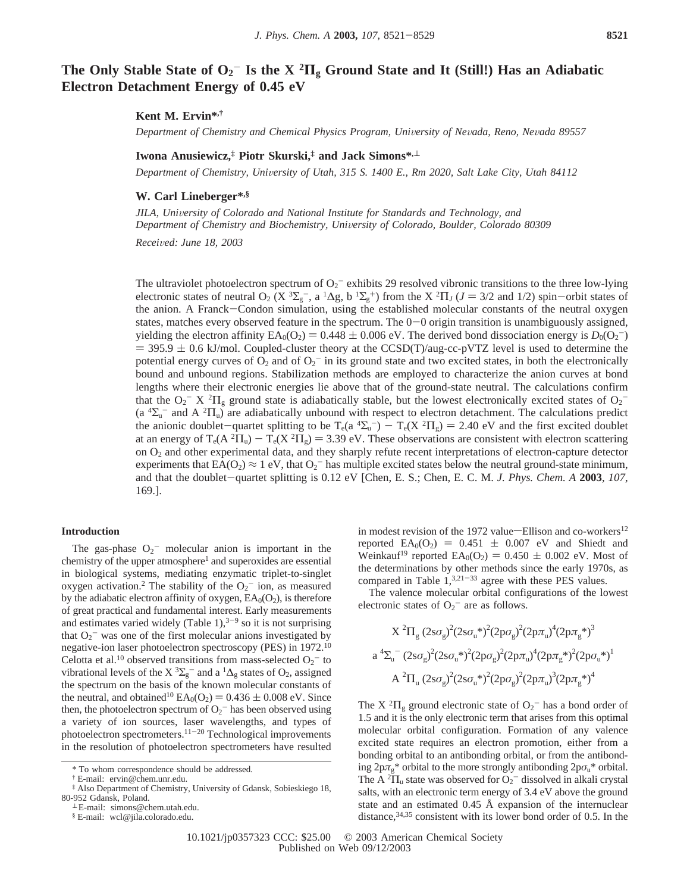# The Only Stable State of $O_2^-$ Is the X $^2\Pi_g$ Ground State and It (Still!) Has an Adiabatic Electron Detachment Energy of 0.45 eV

**Kent M. Ervin***[,†]

*Department of Chemistry and Chemical Physics Program, University of Nevada, Reno, Nevada 89557*

**Iwona Anusiewicz,[‡] Piotr Skurski,[‡] and Jack Simons***[,⊥]

*Department of Chemistry, University of Utah, 315 S. 1400 E., Rm 2020, Salt Lake City, Utah 84112*

**W. Carl Lineberger***[,§]

*JILA, University of Colorado and National Institute for Standards and Technology, and Department of Chemistry and Biochemistry, University of Colorado, Boulder, Colorado 80309*

*Received: June 18, 2003*

The ultraviolet photoelectron spectrum of $O_2^-$ exhibits 29 resolved vibronic transitions to the three low-lying electronic states of neutral $O_2$ (X $^3\Sigma_g^-$, a $^1\Delta$g, b $^1\Sigma_g^+$) from the X $^2\Pi_J$ ($J$ = 3/2 and 1/2) spin−orbit states of the anion. A Franck−Condon simulation, using the established molecular constants of the neutral oxygen states, matches every observed feature in the spectrum. The 0−0 origin transition is unambiguously assigned, yielding the electron affinity $EA_0(O_2) = 0.448 \pm 0.006$ eV. The derived bond dissociation energy is $D_0(O_2^-) = 395.9 \pm 0.6$ kJ/mol. Coupled-cluster theory at the CCSD(T)/aug-cc-pVTZ level is used to determine the potential energy curves of $O_2$ and of $O_2^-$ in its ground state and two excited states, in both the electronically bound and unbound regions. Stabilization methods are employed to characterize the anion curves at bond lengths where their electronic energies lie above that of the ground-state neutral. The calculations confirm that the $O_2^-$ X $^2\Pi_g$ ground state is adiabatically stable, but the lowest electronically excited states of $O_2^-$ (a $^4\Sigma_u^-$ and A $^2\Pi_u$) are adiabatically unbound with respect to electron detachment. The calculations predict the anionic doublet−quartet splitting to be $T_e(\text{a } ^4\Sigma_u^-) - T_e(\text{X } ^2\Pi_g) = 2.40$ eV and the first excited doublet at an energy of $T_e(\text{A } ^2\Pi_u) - T_e(\text{X } ^2\Pi_g) = 3.39$ eV. These observations are consistent with electron scattering on $O_2$ and other experimental data, and they sharply refute recent interpretations of electron-capture detector experiments that $EA(O_2) \approx 1$ eV, that $O_2^-$ has multiple excited states below the neutral ground-state minimum, and that the doublet−quartet splitting is 0.12 eV [Chen, E. S.; Chen, E. C. M. *J. Phys. Chem. A* **2003**, *107*, 169.].

## Introduction

The gas-phase $O_2^-$ molecular anion is important in the chemistry of the upper atmosphere[1] and superoxides are essential in biological systems, mediating enzymatic triplet-to-singlet oxygen activation.[2] The stability of the $O_2^-$ ion, as measured by the adiabatic electron affinity of oxygen, $EA_0(O_2)$, is therefore of great practical and fundamental interest. Early measurements and estimates varied widely (Table 1),[3−9] so it is not surprising that $O_2^-$ was one of the first molecular anions investigated by negative-ion laser photoelectron spectroscopy (PES) in 1972.[10] Celotta et al.[10] observed transitions from mass-selected $O_2^-$ to vibrational levels of the X $^3\Sigma_g^-$ and a $^1\Delta_g$ states of $O_2$, assigned the spectrum on the basis of the known molecular constants of the neutral, and obtained[10] $EA_0(O_2) = 0.436 \pm 0.008$ eV. Since then, the photoelectron spectrum of $O_2^-$ has been observed using a variety of ion sources, laser wavelengths, and types of photoelectron spectrometers.[11−20] Technological improvements in the resolution of photoelectron spectrometers have resulted in modest revision of the 1972 value—Ellison and co-workers[12] reported $EA_0(O_2) = 0.451 \pm 0.007$ eV and Shiedt and Weinkauf[19] reported $EA_0(O_2) = 0.450 \pm 0.002$ eV. Most of the determinations by other methods since the early 1970s, as compared in Table 1,[3,21−33] agree with these PES values.

The valence molecular orbital configurations of the lowest electronic states of $O_2^-$ are as follows.

$$\text{X } ^2\Pi_g \ (2s\sigma_g)^2(2s\sigma_u^*)^2(2p\sigma_g)^2(2p\pi_u)^4(2p\pi_g^*)^3$$

$$\text{a } ^4\Sigma_u^- \ (2s\sigma_g)^2(2s\sigma_u^*)^2(2p\sigma_g)^2(2p\pi_u)^4(2p\pi_g^*)^2(2p\sigma_u^*)^1$$

$$\text{A } ^2\Pi_u \ (2s\sigma_g)^2(2s\sigma_u^*)^2(2p\sigma_g)^2(2p\pi_u)^3(2p\pi_g^*)^4$$

The X $^2\Pi_g$ ground electronic state of $O_2^-$ has a bond order of 1.5 and it is the only electronic term that arises from this optimal molecular orbital configuration. Formation of any valence excited state requires an electron promotion, either from a bonding orbital to an antibonding orbital, or from the antibonding $2p\pi_g^*$ orbital to the more strongly antibonding $2p\sigma_u^*$ orbital. The A $^2\Pi_u$ state was observed for $O_2^-$ dissolved in alkali crystal salts, with an electronic term energy of 3.4 eV above the ground state and an estimated 0.45 Å expansion of the internuclear distance,[34,35] consistent with its lower bond order of 0.5. In the

\* To whom correspondence should be addressed.
† E-mail: ervin@chem.unr.edu.
‡ Also Department of Chemistry, University of Gdansk, Sobieskiego 18, 80-952 Gdansk, Poland.
⊥ E-mail: simons@chem.utah.edu.
§ E-mail: wcl@jila.colorado.edu.

10.1021/jp0357323 CCC: $25.00 © 2003 American Chemical Society
Published on Web 09/12/2003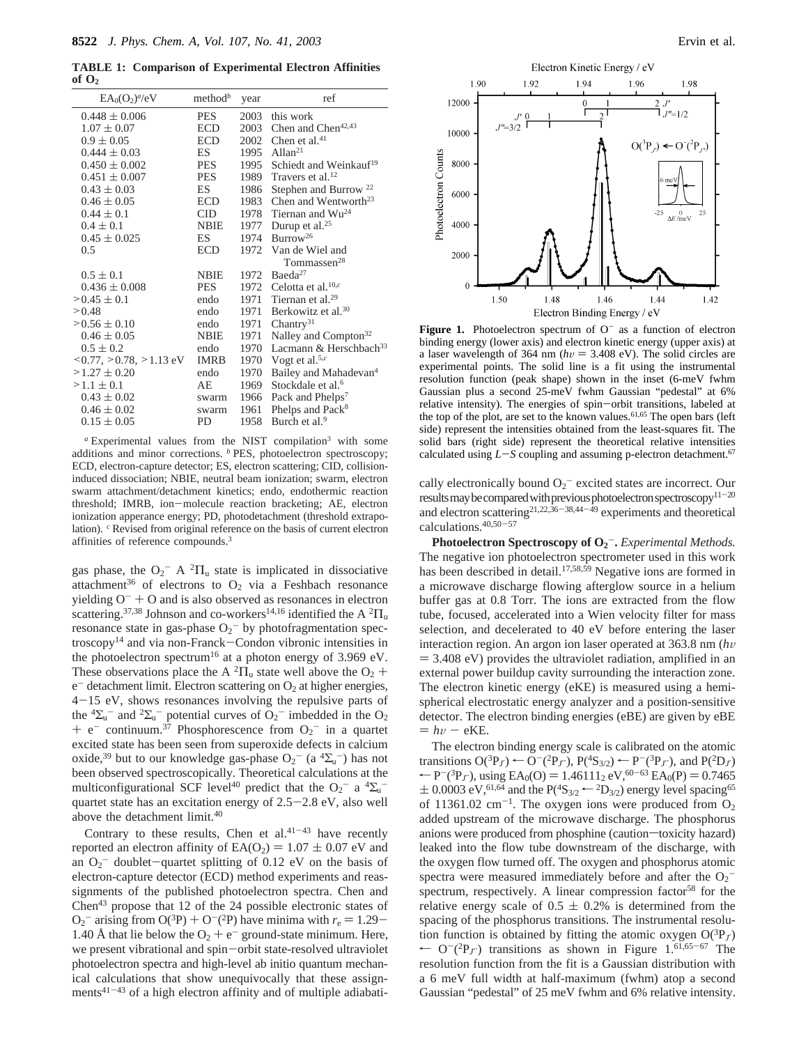**TABLE 1: Comparison of Experimental Electron Affinities of $O_2$**

| $EA_0(O_2)^a$/eV | method[b] | year | ref |
|---|---|---|---|
| $0.448 \pm 0.006$ | PES | 2003 | this work |
| $1.07 \pm 0.07$ | ECD | 2003 | Chen and Chen[42,43] |
| $0.9 \pm 0.05$ | ECD | 2002 | Chen et al.[41] |
| $0.444 \pm 0.03$ | ES | 1995 | Allan[21] |
| $0.450 \pm 0.002$ | PES | 1995 | Schiedt and Weinkauf[19] |
| $0.451 \pm 0.007$ | PES | 1989 | Travers et al.[12] |
| $0.43 \pm 0.03$ | ES | 1986 | Stephen and Burrow [22] |
| $0.46 \pm 0.05$ | ECD | 1983 | Chen and Wentworth[23] |
| $0.44 \pm 0.1$ | CID | 1978 | Tiernan and Wu[24] |
| $0.4 \pm 0.1$ | NBIE | 1977 | Durup et al.[25] |
| $0.45 \pm 0.025$ | ES | 1974 | Burrow[26] |
| 0.5 | ECD | 1972 | Van de Wiel and Tommassen[28] |
| $0.5 \pm 0.1$ | NBIE | 1972 | Baeda[27] |
| $0.436 \pm 0.008$ | PES | 1972 | Celotta et al.[10,c] |
| $>0.45 \pm 0.1$ | endo | 1971 | Tiernan et al.[29] |
| $>0.48$ | endo | 1971 | Berkowitz et al.[30] |
| $>0.56 \pm 0.10$ | endo | 1971 | Chantry[31] |
| $0.46 \pm 0.05$ | NBIE | 1971 | Nalley and Compton[32] |
| $0.5 \pm 0.2$ | endo | 1970 | Lacmann & Herschbach[33] |
| $<0.77, >0.78, >1.13$ eV | IMRB | 1970 | Vogt et al.[5,c] |
| $>1.27 \pm 0.20$ | endo | 1970 | Bailey and Mahadevan[4] |
| $>1.1 \pm 0.1$ | AE | 1969 | Stockdale et al.[6] |
| $0.43 \pm 0.02$ | swarm | 1966 | Pack and Phelps[7] |
| $0.46 \pm 0.02$ | swarm | 1961 | Phelps and Pack[8] |
| $0.15 \pm 0.05$ | PD | 1958 | Burch et al.[9] |

[a] Experimental values from the NIST compilation[3] with some additions and minor corrections. [b] PES, photoelectron spectroscopy; ECD, electron-capture detector; ES, electron scattering; CID, collision-induced dissociation; NBIE, neutral beam ionization; swarm, electron swarm attachment/detachment kinetics; endo, endothermic reaction threshold; IMRB, ion–molecule reaction bracketing; AE, electron ionization apperance energy; PD, photodetachment (threshold extrapolation). [c] Revised from original reference on the basis of current electron affinities of reference compounds.[3]

gas phase, the $O_2^-$ A $^2\Pi_u$ state is implicated in dissociative attachment[36] of electrons to $O_2$ via a Feshbach resonance yielding $O^- + O$ and is also observed as resonances in electron scattering.[37,38] Johnson and co-workers[14,16] identified the A $^2\Pi_u$ resonance state in gas-phase $O_2^-$ by photofragmentation spectroscopy[14] and via non-Franck–Condon vibronic intensities in the photoelectron spectrum[16] at a photon energy of 3.969 eV. These observations place the A $^2\Pi_u$ state well above the $O_2 + e^-$ detachment limit. Electron scattering on $O_2$ at higher energies, 4–15 eV, shows resonances involving the repulsive parts of the $^4\Sigma_u^-$ and $^2\Sigma_u^-$ potential curves of $O_2^-$ imbedded in the $O_2 + e^-$ continuum.[37] Phosphorescence from $O_2^-$ in a quartet excited state has been seen from superoxide defects in calcium oxide,[39] but to our knowledge gas-phase $O_2^-$ (a $^4\Sigma_u^-$) has not been observed spectroscopically. Theoretical calculations at the multiconfigurational SCF level[40] predict that the $O_2^-$ a $^4\Sigma_u^-$ quartet state has an excitation energy of 2.5–2.8 eV, also well above the detachment limit.[40]

Contrary to these results, Chen et al.[41–43] have recently reported an electron affinity of $EA(O_2) = 1.07 \pm 0.07$ eV and an $O_2^-$ doublet–quartet splitting of 0.12 eV on the basis of electron-capture detector (ECD) method experiments and reassignments of the published photoelectron spectra. Chen and Chen[43] propose that 12 of the 24 possible electronic states of $O_2^-$ arising from $O(^3P) + O^-(^2P)$ have minima with $r_e = 1.29$–1.40 Å that lie below the $O_2 + e^-$ ground-state minimum. Here, we present vibrational and spin–orbit state-resolved ultraviolet photoelectron spectra and high-level ab initio quantum mechanical calculations that show unequivocally that these assignments[41–43] of a high electron affinity and of multiple adiabatically electronically bound $O_2^-$ excited states are incorrect. Our results may be compared with previous photoelectron spectroscopy[11–20] and electron scattering[21,22,36–38,44–49] experiments and theoretical calculations.[40,50–57]

**Figure 1.** Photoelectron spectrum of $O^-$ as a function of electron binding energy (lower axis) and electron kinetic energy (upper axis) at a laser wavelength of 364 nm ($h\nu = 3.408$ eV). The solid circles are experimental points. The solid line is a fit using the instrumental resolution function (peak shape) shown in the inset (6-meV fwhm Gaussian plus a second 25-meV fwhm Gaussian "pedestal" at 6% relative intensity). The energies of spin–orbit transitions, labeled at the top of the plot, are set to the known values.[61,65] The open bars (left side) represent the intensities obtained from the least-squares fit. The solid bars (right side) represent the theoretical relative intensities calculated using $L-S$ coupling and assuming p-electron detachment.[67]

**Photoelectron Spectroscopy of $O_2^-$.** *Experimental Methods.* The negative ion photoelectron spectrometer used in this work has been described in detail.[17,58,59] Negative ions are formed in a microwave discharge flowing afterglow source in a helium buffer gas at 0.8 Torr. The ions are extracted from the flow tube, focused, accelerated into a Wien velocity filter for mass selection, and decelerated to 40 eV before entering the laser interaction region. An argon ion laser operated at 363.8 nm ($h\nu = 3.408$ eV) provides the ultraviolet radiation, amplified in an external power buildup cavity surrounding the interaction zone. The electron kinetic energy (eKE) is measured using a hemispherical electrostatic energy analyzer and a position-sensitive detector. The electron binding energies (eBE) are given by eBE $= h\nu -$ eKE.

The electron binding energy scale is calibrated on the atomic transitions $O(^3P_{J'}) \leftarrow O^-(^2P_{J''})$, $P(^4S_{3/2}) \leftarrow P^-(^3P_{J''})$, and $P(^2D_{J'}) \leftarrow P^-(^3P_{J''})$, using $EA_0(O) = 1.46111_2$ eV,[60–63] $EA_0(P) = 0.7465 \pm 0.0003$ eV,[61,64] and the $P(^4S_{3/2} \leftarrow {}^2D_{3/2})$ energy level spacing[65] of 11361.02 cm$^{-1}$. The oxygen ions were produced from $O_2$ added upstream of the microwave discharge. The phosphorus anions were produced from phosphine (caution—toxicity hazard) leaked into the flow tube downstream of the discharge, with the oxygen flow turned off. The oxygen and phosphorus atomic spectra were measured immediately before and after the $O_2^-$ spectrum, respectively. A linear compression factor[58] for the relative energy scale of $0.5 \pm 0.2$% is determined from the spacing of the phosphorus transitions. The instrumental resolution function is obtained by fitting the atomic oxygen $O(^3P_{J'}) \leftarrow O^-(^2P_{J''})$ transitions as shown in Figure 1.[61,65–67] The resolution function from the fit is a Gaussian distribution with a 6 meV full width at half-maximum (fwhm) atop a second Gaussian "pedestal" of 25 meV fwhm and 6% relative intensity.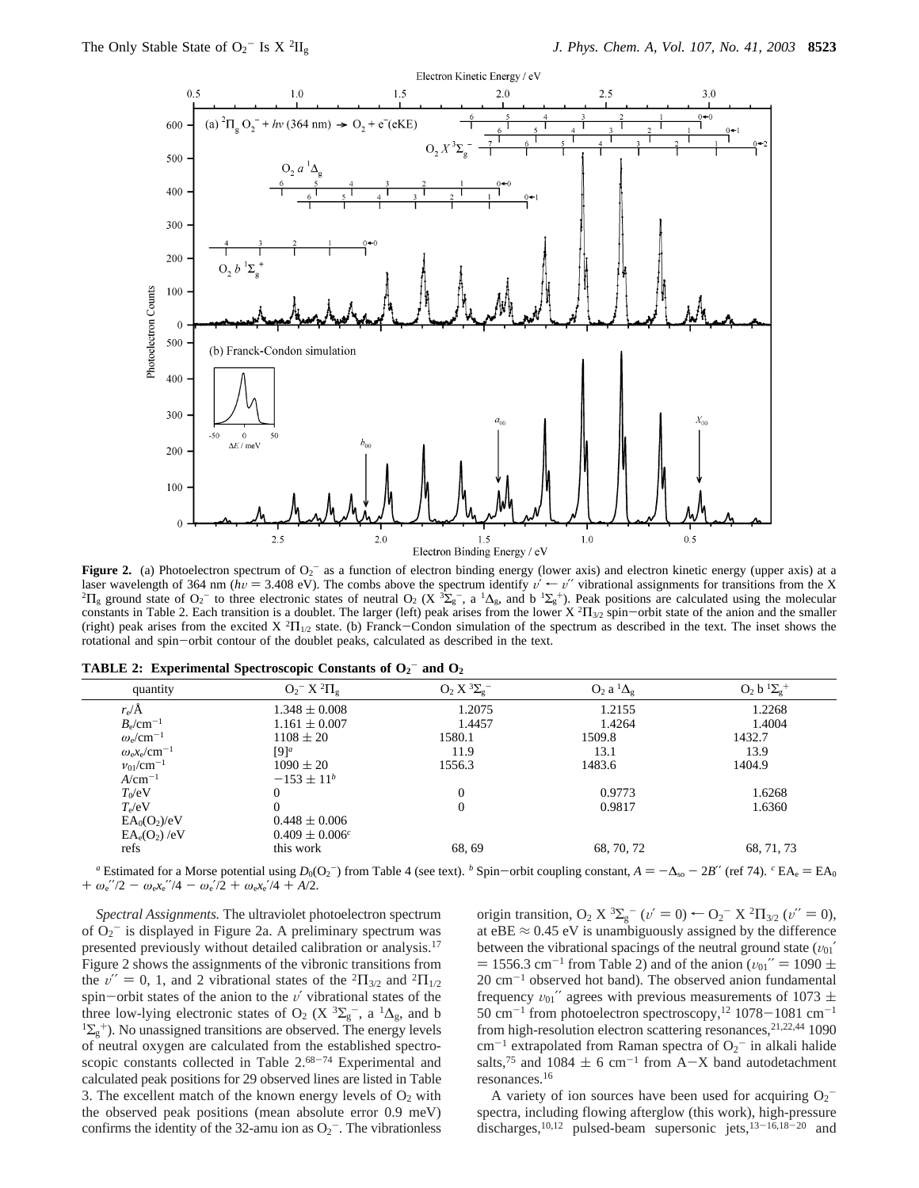**Figure 2.** (a) Photoelectron spectrum of $O_2^-$ as a function of electron binding energy (lower axis) and electron kinetic energy (upper axis) at a laser wavelength of 364 nm ($h\nu$ = 3.408 eV). The combs above the spectrum identify $v' \leftarrow v''$ vibrational assignments for transitions from the X $^2\Pi_g$ ground state of $O_2^-$ to three electronic states of neutral $O_2$ (X $^3\Sigma_g^-$, a $^1\Delta_g$, and b $^1\Sigma_g^+$). Peak positions are calculated using the molecular constants in Table 2. Each transition is a doublet. The larger (left) peak arises from the lower X $^2\Pi_{3/2}$ spin−orbit state of the anion and the smaller (right) peak arises from the excited X $^2\Pi_{1/2}$ state. (b) Franck−Condon simulation of the spectrum as described in the text. The inset shows the rotational and spin−orbit contour of the doublet peaks, calculated as described in the text.

**TABLE 2: Experimental Spectroscopic Constants of $O_2^-$ and $O_2$**

| quantity | $O_2^-$ X $^2\Pi_g$ | $O_2$ X $^3\Sigma_g^-$ | $O_2$ a $^1\Delta_g$ | $O_2$ b $^1\Sigma_g^+$ |
|---|---|---|---|---|
| $r_e$/Å | 1.348 ± 0.008 | 1.2075 | 1.2155 | 1.2268 |
| $B_e$/cm$^{-1}$ | 1.161 ± 0.007 | 1.4457 | 1.4264 | 1.4004 |
| $\omega_e$/cm$^{-1}$ | 1108 ± 20 | 1580.1 | 1509.8 | 1432.7 |
| $\omega_e x_e$/cm$^{-1}$ | [9][a] | 11.9 | 13.1 | 13.9 |
| $\nu_{01}$/cm$^{-1}$ | 1090 ± 20 | 1556.3 | 1483.6 | 1404.9 |
| $A$/cm$^{-1}$ | −153 ± 11[b] | | | |
| $T_0$/eV | 0 | 0 | 0.9773 | 1.6268 |
| $T_e$/eV | 0 | 0 | 0.9817 | 1.6360 |
| $EA_0(O_2)$/eV | 0.448 ± 0.006 | | | |
| $EA_e(O_2)$ /eV | 0.409 ± 0.006[c] | | | |
| refs | this work | 68, 69 | 68, 70, 72 | 68, 71, 73 |

[a] Estimated for a Morse potential using $D_0(O_2^-)$ from Table 4 (see text). [b] Spin−orbit coupling constant, $A = -\Delta_{so} - 2B''$ (ref 74). [c] $EA_e = EA_0 + \omega_e''/2 - \omega_e x_e''/4 - \omega_e'/2 + \omega_e x_e'/4 + A/2$.

*Spectral Assignments.* The ultraviolet photoelectron spectrum of $O_2^-$ is displayed in Figure 2a. A preliminary spectrum was presented previously without detailed calibration or analysis.[17] Figure 2 shows the assignments of the vibronic transitions from the $v''$ = 0, 1, and 2 vibrational states of the $^2\Pi_{3/2}$ and $^2\Pi_{1/2}$ spin−orbit states of the anion to the $v'$ vibrational states of the three low-lying electronic states of $O_2$ (X $^3\Sigma_g^-$, a $^1\Delta_g$, and b $^1\Sigma_g^+$). No unassigned transitions are observed. The energy levels of neutral oxygen are calculated from the established spectroscopic constants collected in Table 2.[68−74] Experimental and calculated peak positions for 29 observed lines are listed in Table 3. The excellent match of the known energy levels of $O_2$ with the observed peak positions (mean absolute error 0.9 meV) confirms the identity of the 32-amu ion as $O_2^-$. The vibrationless origin transition, $O_2$ X $^3\Sigma_g^-$ ($v'$ = 0) ← $O_2^-$ X $^2\Pi_{3/2}$ ($v''$ = 0), at eBE ≈ 0.45 eV is unambiguously assigned by the difference between the vibrational spacings of the neutral ground state ($\nu_{01}'$ = 1556.3 cm$^{-1}$ from Table 2) and of the anion ($\nu_{01}''$ = 1090 ± 20 cm$^{-1}$ observed hot band). The observed anion fundamental frequency $\nu_{01}''$ agrees with previous measurements of 1073 ± 50 cm$^{-1}$ from photoelectron spectroscopy,[12] 1078−1081 cm$^{-1}$ from high-resolution electron scattering resonances,[21,22,44] 1090 cm$^{-1}$ extrapolated from Raman spectra of $O_2^-$ in alkali halide salts,[75] and 1084 ± 6 cm$^{-1}$ from A−X band autodetachment resonances.[16]

A variety of ion sources have been used for acquiring $O_2^-$ spectra, including flowing afterglow (this work), high-pressure discharges,[10,12] pulsed-beam supersonic jets,[13−16,18−20] and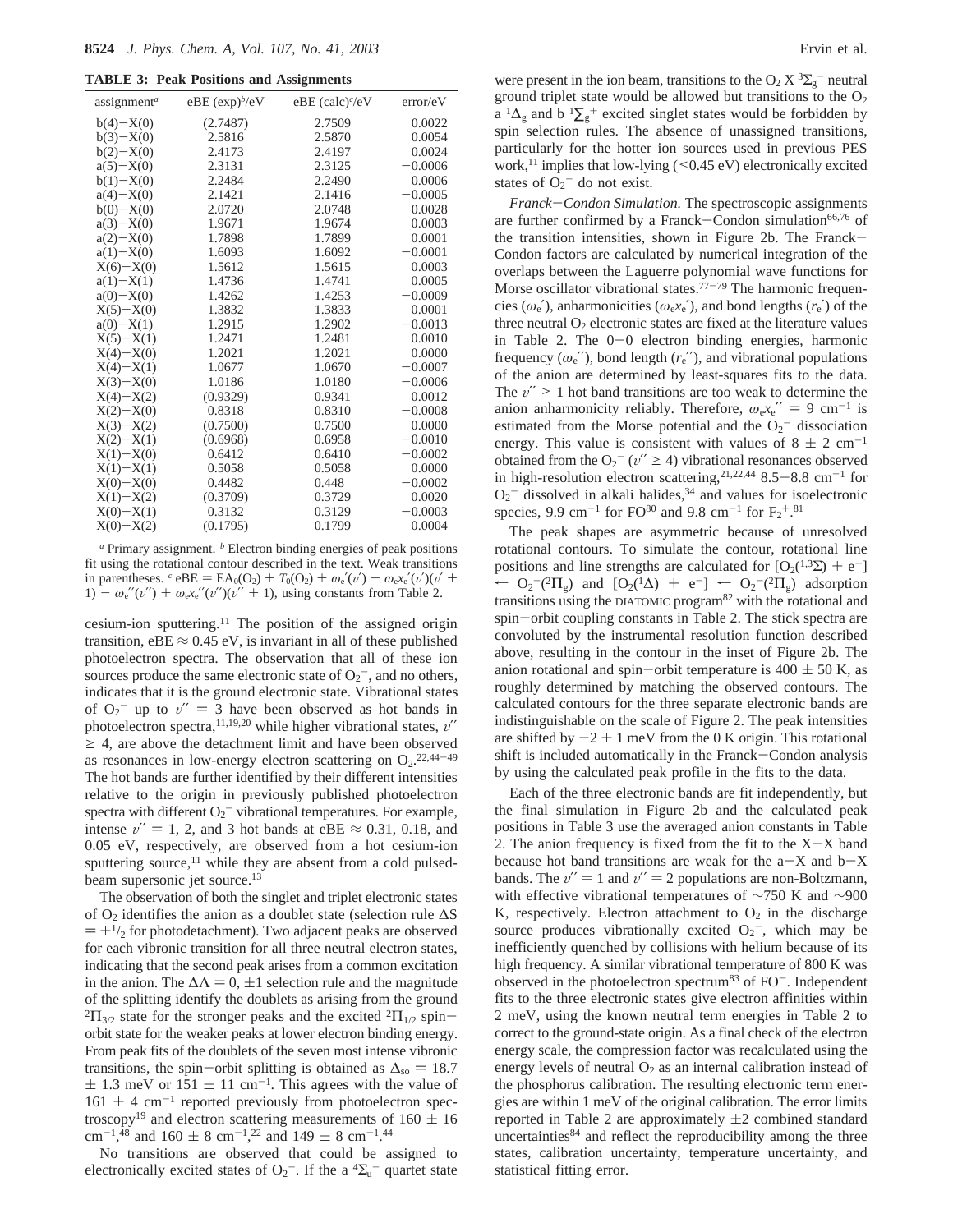**TABLE 3: Peak Positions and Assignments**

| assignment[a] | eBE (exp)[b]/eV | eBE (calc)[c]/eV | error/eV |
|---|---|---|---|
| b(4)−X(0) | (2.7487) | 2.7509 | 0.0022 |
| b(3)−X(0) | 2.5816 | 2.5870 | 0.0054 |
| b(2)−X(0) | 2.4173 | 2.4197 | 0.0024 |
| a(5)−X(0) | 2.3131 | 2.3125 | −0.0006 |
| b(1)−X(0) | 2.2484 | 2.2490 | 0.0006 |
| a(4)−X(0) | 2.1421 | 2.1416 | −0.0005 |
| b(0)−X(0) | 2.0720 | 2.0748 | 0.0028 |
| a(3)−X(0) | 1.9671 | 1.9674 | 0.0003 |
| a(2)−X(0) | 1.7898 | 1.7899 | 0.0001 |
| a(1)−X(0) | 1.6093 | 1.6092 | −0.0001 |
| X(6)−X(0) | 1.5612 | 1.5615 | 0.0003 |
| a(1)−X(1) | 1.4736 | 1.4741 | 0.0005 |
| a(0)−X(0) | 1.4262 | 1.4253 | −0.0009 |
| X(5)−X(0) | 1.3832 | 1.3833 | 0.0001 |
| a(0)−X(1) | 1.2915 | 1.2902 | −0.0013 |
| X(5)−X(1) | 1.2471 | 1.2481 | 0.0010 |
| X(4)−X(0) | 1.2021 | 1.2021 | 0.0000 |
| X(4)−X(1) | 1.0677 | 1.0670 | −0.0007 |
| X(3)−X(0) | 1.0186 | 1.0180 | −0.0006 |
| X(4)−X(2) | (0.9329) | 0.9341 | 0.0012 |
| X(2)−X(0) | 0.8318 | 0.8310 | −0.0008 |
| X(3)−X(2) | (0.7500) | 0.7500 | 0.0000 |
| X(2)−X(1) | (0.6968) | 0.6958 | −0.0010 |
| X(1)−X(0) | 0.6412 | 0.6410 | −0.0002 |
| X(1)−X(1) | 0.5058 | 0.5058 | 0.0000 |
| X(0)−X(0) | 0.4482 | 0.448 | −0.0002 |
| X(1)−X(2) | (0.3709) | 0.3729 | 0.0020 |
| X(0)−X(1) | 0.3132 | 0.3129 | −0.0003 |
| X(0)−X(2) | (0.1795) | 0.1799 | 0.0004 |

[a] Primary assignment. [b] Electron binding energies of peak positions fit using the rotational contour described in the text. Weak transitions in parentheses. [c] $\text{eBE} = \text{EA}_0(\text{O}_2) + T_0(\text{O}_2) + \omega_e'(v') - \omega_e x_e'(v')(v' + 1) - \omega_e''(v'') + \omega_e x_e''(v'')(v'' + 1)$, using constants from Table 2.

cesium-ion sputtering.[11] The position of the assigned origin transition, eBE ≈ 0.45 eV, is invariant in all of these published photoelectron spectra. The observation that all of these ion sources produce the same electronic state of $O_2^-$, and no others, indicates that it is the ground electronic state. Vibrational states of $O_2^-$ up to $v'' = 3$ have been observed as hot bands in photoelectron spectra,[11,19,20] while higher vibrational states, $v'' \geq 4$, are above the detachment limit and have been observed as resonances in low-energy electron scattering on $O_2$.[22,44−49] The hot bands are further identified by their different intensities relative to the origin in previously published photoelectron spectra with different $O_2^-$ vibrational temperatures. For example, intense $v'' = 1$, 2, and 3 hot bands at eBE ≈ 0.31, 0.18, and 0.05 eV, respectively, are observed from a hot cesium-ion sputtering source,[11] while they are absent from a cold pulsed-beam supersonic jet source.[13]

The observation of both the singlet and triplet electronic states of $O_2$ identifies the anion as a doublet state (selection rule $\Delta S = \pm^1/_2$ for photodetachment). Two adjacent peaks are observed for each vibronic transition for all three neutral electron states, indicating that the second peak arises from a common excitation in the anion. The $\Delta\Lambda = 0, \pm 1$ selection rule and the magnitude of the splitting identify the doublets as arising from the ground $^2\Pi_{3/2}$ state for the stronger peaks and the excited $^2\Pi_{1/2}$ spin−orbit state for the weaker peaks at lower electron binding energy. From peak fits of the doublets of the seven most intense vibronic transitions, the spin−orbit splitting is obtained as $\Delta_{so} = 18.7 \pm 1.3$ meV or $151 \pm 11$ cm$^{-1}$. This agrees with the value of $161 \pm 4$ cm$^{-1}$ reported previously from photoelectron spectroscopy[19] and electron scattering measurements of $160 \pm 16$ cm$^{-1}$,[48] and $160 \pm 8$ cm$^{-1}$,[22] and $149 \pm 8$ cm$^{-1}$.[44]

No transitions are observed that could be assigned to electronically excited states of $O_2^-$. If the a $^4\Sigma_u^-$ quartet state were present in the ion beam, transitions to the $O_2$ X $^3\Sigma_g^-$ neutral ground triplet state would be allowed but transitions to the $O_2$ a $^1\Delta_g$ and b $^1\Sigma_g^+$ excited singlet states would be forbidden by spin selection rules. The absence of unassigned transitions, particularly for the hotter ion sources used in previous PES work,[11] implies that low-lying (<0.45 eV) electronically excited states of $O_2^-$ do not exist.

*Franck−Condon Simulation.* The spectroscopic assignments are further confirmed by a Franck−Condon simulation[66,76] of the transition intensities, shown in Figure 2b. The Franck−Condon factors are calculated by numerical integration of the overlaps between the Laguerre polynomial wave functions for Morse oscillator vibrational states.[77−79] The harmonic frequencies ($\omega_e'$), anharmonicities ($\omega_e x_e'$), and bond lengths ($r_e'$) of the three neutral $O_2$ electronic states are fixed at the literature values in Table 2. The 0−0 electron binding energies, harmonic frequency ($\omega_e''$), bond length ($r_e''$), and vibrational populations of the anion are determined by least-squares fits to the data. The $v'' > 1$ hot band transitions are too weak to determine the anion anharmonicity reliably. Therefore, $\omega_e x_e'' = 9$ cm$^{-1}$ is estimated from the Morse potential and the $O_2^-$ dissociation energy. This value is consistent with values of $8 \pm 2$ cm$^{-1}$ obtained from the $O_2^-$ ($v'' \geq 4$) vibrational resonances observed in high-resolution electron scattering,[21,22,44] 8.5−8.8 cm$^{-1}$ for $O_2^-$ dissolved in alkali halides,[34] and values for isoelectronic species, 9.9 cm$^{-1}$ for FO[80] and 9.8 cm$^{-1}$ for $F_2^+$.[81]

The peak shapes are asymmetric because of unresolved rotational contours. To simulate the contour, rotational line positions and line strengths are calculated for $[O_2(^{1,3}\Sigma) + e^-] \leftarrow O_2^-(^2\Pi_g)$ and $[O_2(^1\Delta) + e^-] \leftarrow O_2^-(^2\Pi_g)$ adsorption transitions using the DIATOMIC program[82] with the rotational and spin−orbit coupling constants in Table 2. The stick spectra are convoluted by the instrumental resolution function described above, resulting in the contour in the inset of Figure 2b. The anion rotational and spin−orbit temperature is $400 \pm 50$ K, as roughly determined by matching the observed contours. The calculated contours for the three separate electronic bands are indistinguishable on the scale of Figure 2. The peak intensities are shifted by $-2 \pm 1$ meV from the 0 K origin. This rotational shift is included automatically in the Franck−Condon analysis by using the calculated peak profile in the fits to the data.

Each of the three electronic bands are fit independently, but the final simulation in Figure 2b and the calculated peak positions in Table 3 use the averaged anion constants in Table 2. The anion frequency is fixed from the fit to the X−X band because hot band transitions are weak for the a−X and b−X bands. The $v'' = 1$ and $v'' = 2$ populations are non-Boltzmann, with effective vibrational temperatures of ∼750 K and ∼900 K, respectively. Electron attachment to $O_2$ in the discharge source produces vibrationally excited $O_2^-$, which may be inefficiently quenched by collisions with helium because of its high frequency. A similar vibrational temperature of 800 K was observed in the photoelectron spectrum[83] of $FO^-$. Independent fits to the three electronic states give electron affinities within 2 meV, using the known neutral term energies in Table 2 to correct to the ground-state origin. As a final check of the electron energy scale, the compression factor was recalculated using the energy levels of neutral $O_2$ as an internal calibration instead of the phosphorus calibration. The resulting electronic term energies are within 1 meV of the original calibration. The error limits reported in Table 2 are approximately ±2 combined standard uncertainties[84] and reflect the reproducibility among the three states, calibration uncertainty, temperature uncertainty, and statistical fitting error.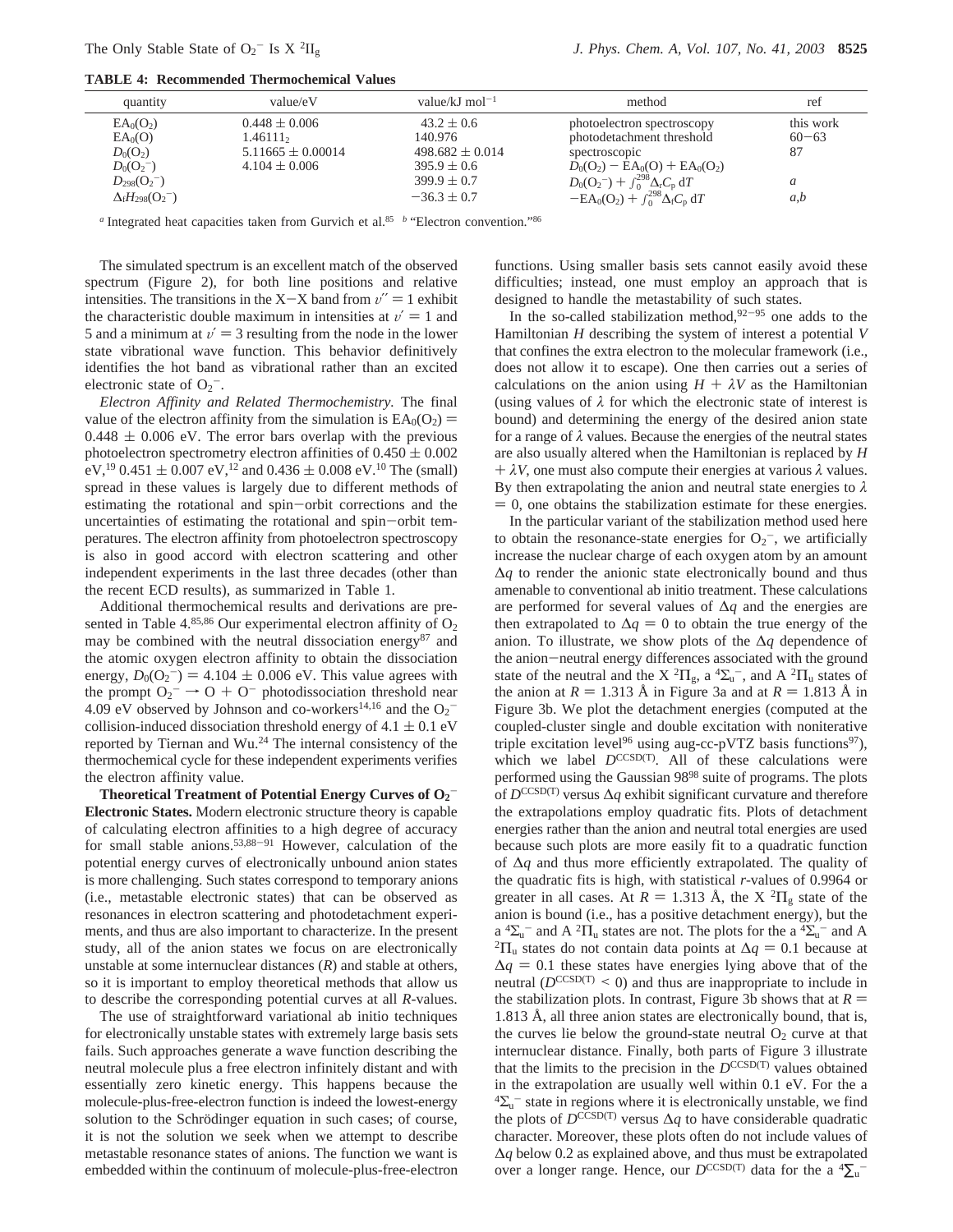**TABLE 4: Recommended Thermochemical Values**

| quantity | value/eV | value/kJ mol$^{-1}$ | method | ref |
|---|---|---|---|---|
| $EA_0(O_2)$ | $0.448 \pm 0.006$ | $43.2 \pm 0.6$ | photoelectron spectroscopy | this work |
| $EA_0(O)$ | $1.46111_2$ | 140.976 | photodetachment threshold | 60−63 |
| $D_0(O_2)$ | $5.11665 \pm 0.00014$ | $498.682 \pm 0.014$ | spectroscopic | 87 |
| $D_0(O_2^-)$ | $4.104 \pm 0.006$ | $395.9 \pm 0.6$ | $D_0(O_2) - EA_0(O) + EA_0(O_2)$ | |
| $D_{298}(O_2^-)$ | | $399.9 \pm 0.7$ | $D_0(O_2^-) + \int_0^{298}\Delta_r C_p\, dT$ | a |
| $\Delta_f H_{298}(O_2^-)$ | | $-36.3 \pm 0.7$ | $-EA_0(O_2) + \int_0^{298}\Delta_f C_p\, dT$ | a,b |

[a] Integrated heat capacities taken from Gurvich et al.[85] [b] "Electron convention."[86]

The simulated spectrum is an excellent match of the observed spectrum (Figure 2), for both line positions and relative intensities. The transitions in the X−X band from $v'' = 1$ exhibit the characteristic double maximum in intensities at $v' = 1$ and 5 and a minimum at $v' = 3$ resulting from the node in the lower state vibrational wave function. This behavior definitively identifies the hot band as vibrational rather than an excited electronic state of $O_2^-$.

*Electron Affinity and Related Thermochemistry.* The final value of the electron affinity from the simulation is $EA_0(O_2) = 0.448 \pm 0.006$ eV. The error bars overlap with the previous photoelectron spectrometry electron affinities of $0.450 \pm 0.002$ eV,[19] $0.451 \pm 0.007$ eV,[12] and $0.436 \pm 0.008$ eV.[10] The (small) spread in these values is largely due to different methods of estimating the rotational and spin−orbit corrections and the uncertainties of estimating the rotational and spin−orbit temperatures. The electron affinity from photoelectron spectroscopy is also in good accord with electron scattering and other independent experiments in the last three decades (other than the recent ECD results), as summarized in Table 1.

Additional thermochemical results and derivations are presented in Table 4.[85,86] Our experimental electron affinity of $O_2$ may be combined with the neutral dissociation energy[87] and the atomic oxygen electron affinity to obtain the dissociation energy, $D_0(O_2^-) = 4.104 \pm 0.006$ eV. This value agrees with the prompt $O_2^- \rightarrow O + O^-$ photodissociation threshold near 4.09 eV observed by Johnson and co-workers[14,16] and the $O_2^-$ collision-induced dissociation threshold energy of $4.1 \pm 0.1$ eV reported by Tiernan and Wu.[24] The internal consistency of the thermochemical cycle for these independent experiments verifies the electron affinity value.

**Theoretical Treatment of Potential Energy Curves of $O_2^-$ Electronic States.** Modern electronic structure theory is capable of calculating electron affinities to a high degree of accuracy for small stable anions.[53,88−91] However, calculation of the potential energy curves of electronically unbound anion states is more challenging. Such states correspond to temporary anions (i.e., metastable electronic states) that can be observed as resonances in electron scattering and photodetachment experiments, and thus are also important to characterize. In the present study, all of the anion states we focus on are electronically unstable at some internuclear distances ($R$) and stable at others, so it is important to employ theoretical methods that allow us to describe the corresponding potential curves at all $R$-values.

The use of straightforward variational ab initio techniques for electronically unstable states with extremely large basis sets fails. Such approaches generate a wave function describing the neutral molecule plus a free electron infinitely distant and with essentially zero kinetic energy. This happens because the molecule-plus-free-electron function is indeed the lowest-energy solution to the Schrödinger equation in such cases; of course, it is not the solution we seek when we attempt to describe metastable resonance states of anions. The function we want is embedded within the continuum of molecule-plus-free-electron functions. Using smaller basis sets cannot easily avoid these difficulties; instead, one must employ an approach that is designed to handle the metastability of such states.

In the so-called stabilization method,[92−95] one adds to the Hamiltonian $H$ describing the system of interest a potential $V$ that confines the extra electron to the molecular framework (i.e., does not allow it to escape). One then carries out a series of calculations on the anion using $H + \lambda V$ as the Hamiltonian (using values of $\lambda$ for which the electronic state of interest is bound) and determining the energy of the desired anion state for a range of $\lambda$ values. Because the energies of the neutral states are also usually altered when the Hamiltonian is replaced by $H + \lambda V$, one must also compute their energies at various $\lambda$ values. By then extrapolating the anion and neutral state energies to $\lambda = 0$, one obtains the stabilization estimate for these energies.

In the particular variant of the stabilization method used here to obtain the resonance-state energies for $O_2^-$, we artificially increase the nuclear charge of each oxygen atom by an amount $\Delta q$ to render the anionic state electronically bound and thus amenable to conventional ab initio treatment. These calculations are performed for several values of $\Delta q$ and the energies are then extrapolated to $\Delta q = 0$ to obtain the true energy of the anion. To illustrate, we show plots of the $\Delta q$ dependence of the anion−neutral energy differences associated with the ground state of the neutral and the X $^2\Pi_g$, a $^4\Sigma_u^-$, and A $^2\Pi_u$ states of the anion at $R = 1.313$ Å in Figure 3a and at $R = 1.813$ Å in Figure 3b. We plot the detachment energies (computed at the coupled-cluster single and double excitation with noniterative triple excitation level[96] using aug-cc-pVTZ basis functions[97]), which we label $D^{CCSD(T)}$. All of these calculations were performed using the Gaussian 98[98] suite of programs. The plots of $D^{CCSD(T)}$ versus $\Delta q$ exhibit significant curvature and therefore the extrapolations employ quadratic fits. Plots of detachment energies rather than the anion and neutral total energies are used because such plots are more easily fit to a quadratic function of $\Delta q$ and thus more efficiently extrapolated. The quality of the quadratic fits is high, with statistical $r$-values of 0.9964 or greater in all cases. At $R = 1.313$ Å, the X $^2\Pi_g$ state of the anion is bound (i.e., has a positive detachment energy), but the a $^4\Sigma_u^-$ and A $^2\Pi_u$ states are not. The plots for the a $^4\Sigma_u^-$ and A $^2\Pi_u$ states do not contain data points at $\Delta q = 0.1$ because at $\Delta q = 0.1$ these states have energies lying above that of the neutral ($D^{CCSD(T)} < 0$) and thus are inappropriate to include in the stabilization plots. In contrast, Figure 3b shows that at $R = 1.813$ Å, all three anion states are electronically bound, that is, the curves lie below the ground-state neutral $O_2$ curve at that internuclear distance. Finally, both parts of Figure 3 illustrate that the limits to the precision in the $D^{CCSD(T)}$ values obtained in the extrapolation are usually well within 0.1 eV. For the a $^4\Sigma_u^-$ state in regions where it is electronically unstable, we find the plots of $D^{CCSD(T)}$ versus $\Delta q$ to have considerable quadratic character. Moreover, these plots often do not include values of $\Delta q$ below 0.2 as explained above, and thus must be extrapolated over a longer range. Hence, our $D^{CCSD(T)}$ data for the a $^4\Sigma_u^-$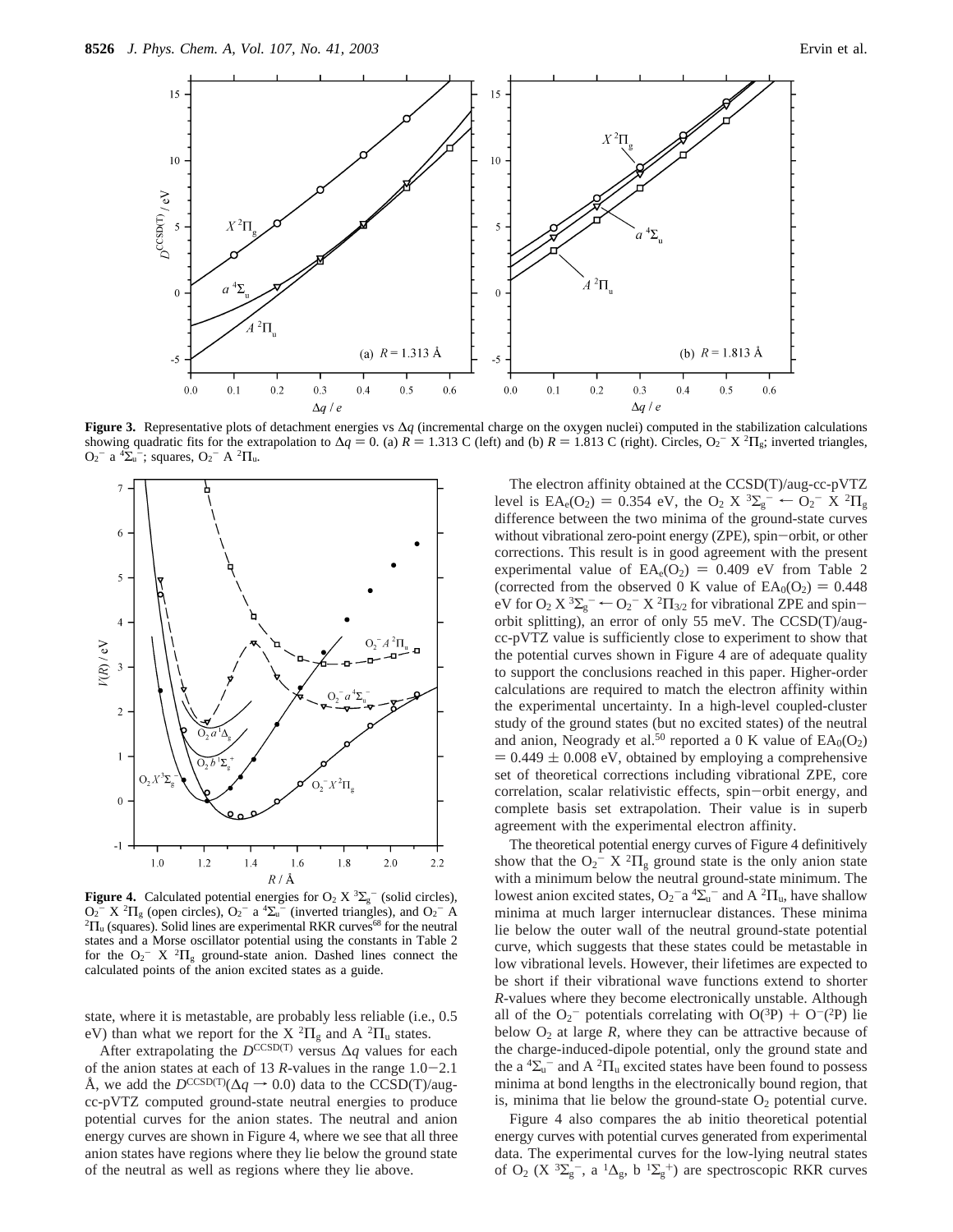**Figure 3.** Representative plots of detachment energies vs $\Delta q$ (incremental charge on the oxygen nuclei) computed in the stabilization calculations showing quadratic fits for the extrapolation to $\Delta q = 0$. (a) $R = 1.313$ C (left) and (b) $R = 1.813$ C (right). Circles, $O_2^-$ X $^2\Pi_g$; inverted triangles, $O_2^-$ a $^4\Sigma_u^-$; squares, $O_2^-$ A $^2\Pi_u$.

**Figure 4.** Calculated potential energies for $O_2$ X $^3\Sigma_g^-$ (solid circles), $O_2^-$ X $^2\Pi_g$ (open circles), $O_2^-$ a $^4\Sigma_u^-$ (inverted triangles), and $O_2^-$ A $^2\Pi_u$ (squares). Solid lines are experimental RKR curves[68] for the neutral states and a Morse oscillator potential using the constants in Table 2 for the $O_2^-$ X $^2\Pi_g$ ground-state anion. Dashed lines connect the calculated points of the anion excited states as a guide.

state, where it is metastable, are probably less reliable (i.e., 0.5 eV) than what we report for the X $^2\Pi_g$ and A $^2\Pi_u$ states.

After extrapolating the $D^{CCSD(T)}$ versus $\Delta q$ values for each of the anion states at each of 13 $R$-values in the range 1.0–2.1 Å, we add the $D^{CCSD(T)}(\Delta q \rightarrow 0.0)$ data to the CCSD(T)/aug-cc-pVTZ computed ground-state neutral energies to produce potential curves for the anion states. The neutral and anion energy curves are shown in Figure 4, where we see that all three anion states have regions where they lie below the ground state of the neutral as well as regions where they lie above.

The electron affinity obtained at the CCSD(T)/aug-cc-pVTZ level is $EA_e(O_2) = 0.354$ eV, the $O_2$ X $^3\Sigma_g^- \leftarrow O_2^-$ X $^2\Pi_g$ difference between the two minima of the ground-state curves without vibrational zero-point energy (ZPE), spin–orbit, or other corrections. This result is in good agreement with the present experimental value of $EA_e(O_2) = 0.409$ eV from Table 2 (corrected from the observed 0 K value of $EA_0(O_2) = 0.448$ eV for $O_2$ X $^3\Sigma_g^- \leftarrow O_2^-$ X $^2\Pi_{3/2}$ for vibrational ZPE and spin–orbit splitting), an error of only 55 meV. The CCSD(T)/aug-cc-pVTZ value is sufficiently close to experiment to show that the potential curves shown in Figure 4 are of adequate quality to support the conclusions reached in this paper. Higher-order calculations are required to match the electron affinity within the experimental uncertainty. In a high-level coupled-cluster study of the ground states (but no excited states) of the neutral and anion, Neogrady et al.[50] reported a 0 K value of $EA_0(O_2) = 0.449 \pm 0.008$ eV, obtained by employing a comprehensive set of theoretical corrections including vibrational ZPE, core correlation, scalar relativistic effects, spin–orbit energy, and complete basis set extrapolation. Their value is in superb agreement with the experimental electron affinity.

The theoretical potential energy curves of Figure 4 definitively show that the $O_2^-$ X $^2\Pi_g$ ground state is the only anion state with a minimum below the neutral ground-state minimum. The lowest anion excited states, $O_2^-$ a $^4\Sigma_u^-$ and A $^2\Pi_u$, have shallow minima at much larger internuclear distances. These minima lie below the outer wall of the neutral ground-state potential curve, which suggests that these states could be metastable in low vibrational levels. However, their lifetimes are expected to be short if their vibrational wave functions extend to shorter $R$-values where they become electronically unstable. Although all of the $O_2^-$ potentials correlating with $O(^3P) + O^-(^2P)$ lie below $O_2$ at large $R$, where they can be attractive because of the charge-induced-dipole potential, only the ground state and the a $^4\Sigma_u^-$ and A $^2\Pi_u$ excited states have been found to possess minima at bond lengths in the electronically bound region, that is, minima that lie below the ground-state $O_2$ potential curve.

Figure 4 also compares the ab initio theoretical potential energy curves with potential curves generated from experimental data. The experimental curves for the low-lying neutral states of $O_2$ (X $^3\Sigma_g^-$, a $^1\Delta_g$, b $^1\Sigma_g^+$) are spectroscopic RKR curves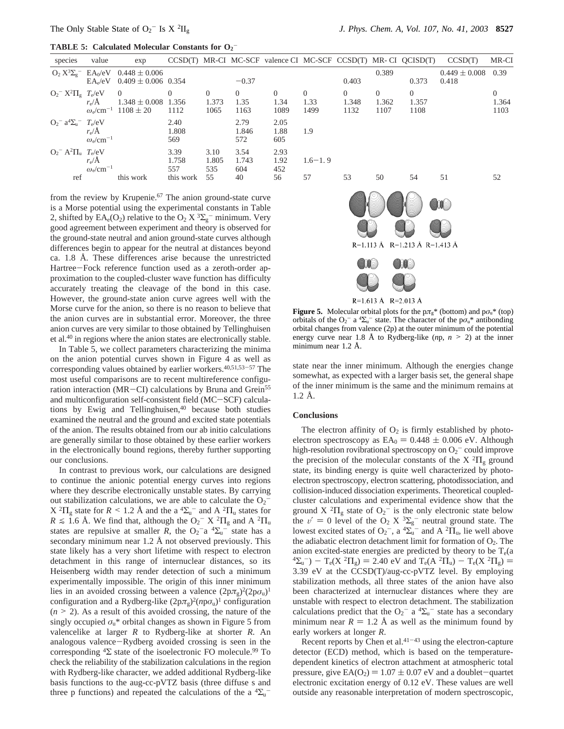**TABLE 5: Calculated Molecular Constants for $O_2^-$**

| species | value | exp | CCSD(T) | MR-CI | MC-SCF | valence CI | MC-SCF | CCSD(T) | MR-CI | QCISD(T) | CCSD(T) | MR-CI |
|---|---|---|---|---|---|---|---|---|---|---|---|---|
| $O_2$ $X^3\Sigma_g^-$ | $EA_0$/eV | 0.448 ± 0.006 | | | | | | | 0.389 | | 0.449 ± 0.008 | 0.39 |
| | $EA_e$/eV | 0.409 ± 0.006 | 0.354 | | −0.37 | | | 0.403 | | 0.373 | 0.418 | |
| $O_2^-$ $X^2\Pi_g$ | $T_e$/eV | 0 | 0 | 0 | 0 | 0 | 0 | 0 | 0 | 0 | | 0 |
| | $r_e$/Å | 1.348 ± 0.008 | 1.356 | 1.373 | 1.35 | 1.34 | 1.33 | 1.348 | 1.362 | 1.357 | | 1.364 |
| | $\omega_e$/cm$^{-1}$ | 1108 ± 20 | 1112 | 1065 | 1163 | 1089 | 1499 | 1132 | 1107 | 1108 | | 1103 |
| $O_2^-$ $a^4\Sigma_u^-$ | $T_e$/eV | | 2.40 | | 2.79 | 2.05 | | | | | | |
| | $r_e$/Å | | 1.808 | | 1.846 | 1.88 | 1.9 | | | | | |
| | $\omega_e$/cm$^{-1}$ | | 569 | | 572 | 605 | | | | | | |
| $O_2^-$ $A^2\Pi_u$ | $T_e$/eV | | 3.39 | 3.10 | 3.54 | 2.93 | | | | | | |
| | $r_e$/Å | | 1.758 | 1.805 | 1.743 | 1.92 | 1.6−1.9 | | | | | |
| | $\omega_e$/cm$^{-1}$ | | 557 | 535 | 604 | 452 | | | | | | |
| ref | | this work | this work | 55 | 40 | 56 | 57 | 53 | 50 | 54 | 51 | 52 |

from the review by Krupenie.[67] The anion ground-state curve is a Morse potential using the experimental constants in Table 2, shifted by $EA_e(O_2)$ relative to the $O_2$ $X\,^3\Sigma_g^-$ minimum. Very good agreement between experiment and theory is observed for the ground-state neutral and anion ground-state curves although differences begin to appear for the neutral at distances beyond ca. 1.8 Å. These differences arise because the unrestricted Hartree−Fock reference function used as a zeroth-order approximation to the coupled-cluster wave function has difficulty accurately treating the cleavage of the bond in this case. However, the ground-state anion curve agrees well with the Morse curve for the anion, so there is no reason to believe that the anion curves are in substantial error. Moreover, the three anion curves are very similar to those obtained by Tellinghuisen et al.[40] in regions where the anion states are electronically stable.

In Table 5, we collect parameters characterizing the minima on the anion potential curves shown in Figure 4 as well as corresponding values obtained by earlier workers.[40,51,53−57] The most useful comparisons are to recent multireference configuration interaction (MR−CI) calculations by Bruna and Grein[55] and multiconfiguration self-consistent field (MC−SCF) calculations by Ewig and Tellinghuisen,[40] because both studies examined the neutral and the ground and excited state potentials of the anion. The results obtained from our ab initio calculations are generally similar to those obtained by these earlier workers in the electronically bound regions, thereby further supporting our conclusions.

In contrast to previous work, our calculations are designed to continue the anionic potential energy curves into regions where they describe electronically unstable states. By carrying out stabilization calculations, we are able to calculate the $O_2^-$ $X\,^2\Pi_g$ state for $R < 1.2$ Å and the a $^4\Sigma_u^-$ and A $^2\Pi_u$ states for $R \lesssim 1.6$ Å. We find that, although the $O_2^-$ X $^2\Pi_g$ and A $^2\Pi_u$ states are repulsive at smaller $R$, the $O_2^-$a $^4\Sigma_u^-$ state has a secondary minimum near 1.2 Å not observed previously. This state likely has a very short lifetime with respect to electron detachment in this range of internuclear distances, so its Heisenberg width may render detection of such a minimum experimentally impossible. The origin of this inner minimum lies in an avoided crossing between a valence $(2p\pi_g)^2(2p\sigma_u)^1$ configuration and a Rydberg-like $(2p\pi_g)^2(np\sigma_u)^1$ configuration ($n > 2$). As a result of this avoided crossing, the nature of the singly occupied $\sigma_u$* orbital changes as shown in Figure 5 from valencelike at larger $R$ to Rydberg-like at shorter $R$. An analogous valence−Rydberg avoided crossing is seen in the corresponding $^4\Sigma$ state of the isoelectronic FO molecule.[99] To check the reliability of the stabilization calculations in the region with Rydberg-like character, we added additional Rydberg-like basis functions to the aug-cc-pVTZ basis (three diffuse s and three p functions) and repeated the calculations of the a $^4\Sigma_u^-$ state near the inner minimum. Although the energies change somewhat, as expected with a larger basis set, the general shape of the inner minimum is the same and the minimum remains at 1.2 Å.

R=1.113 Å R=1.213 Å R=1.413 Å

R=1.613 Å R=2.013 Å

**Figure 5.** Molecular orbital plots for the p$\pi_g$* (bottom) and p$\sigma_u$* (top) orbitals of the $O_2^-$ a $^4\Sigma_u^-$ state. The character of the p$\sigma_u$* antibonding orbital changes from valence (2p) at the outer minimum of the potential energy curve near 1.8 Å to Rydberg-like ($n$p, $n > 2$) at the inner minimum near 1.2 Å.

## Conclusions

The electron affinity of $O_2$ is firmly established by photoelectron spectroscopy as $EA_0 = 0.448 \pm 0.006$ eV. Although high-resolution rovibrational spectroscopy on $O_2^-$ could improve the precision of the molecular constants of the X $^2\Pi_g$ ground state, its binding energy is quite well characterized by photoelectron spectroscopy, electron scattering, photodissociation, and collision-induced dissociation experiments. Theoretical coupled-cluster calculations and experimental evidence show that the ground X $^2\Pi_g$ state of $O_2^-$ is the only electronic state below the $v' = 0$ level of the $O_2$ X $^3\Sigma_g^-$ neutral ground state. The lowest excited states of $O_2^-$, a $^4\Sigma_u^-$ and A $^2\Pi_u$, lie well above the adiabatic electron detachment limit for formation of $O_2$. The anion excited-state energies are predicted by theory to be $T_e$(a $^4\Sigma_u^-$) − $T_e$(X $^2\Pi_g$) = 2.40 eV and $T_e$(A $^2\Pi_u$) − $T_e$(X $^2\Pi_g$) = 3.39 eV at the CCSD(T)/aug-cc-pVTZ level. By employing stabilization methods, all three states of the anion have also been characterized at internuclear distances where they are unstable with respect to electron detachment. The stabilization calculations predict that the $O_2^-$ a $^4\Sigma_u^-$ state has a secondary minimum near $R = 1.2$ Å as well as the minimum found by early workers at longer $R$.

Recent reports by Chen et al.[41−43] using the electron-capture detector (ECD) method, which is based on the temperature-dependent kinetics of electron attachment at atmospheric total pressure, give $EA(O_2) = 1.07 \pm 0.07$ eV and a doublet−quartet electronic excitation energy of 0.12 eV. These values are well outside any reasonable interpretation of modern spectroscopic,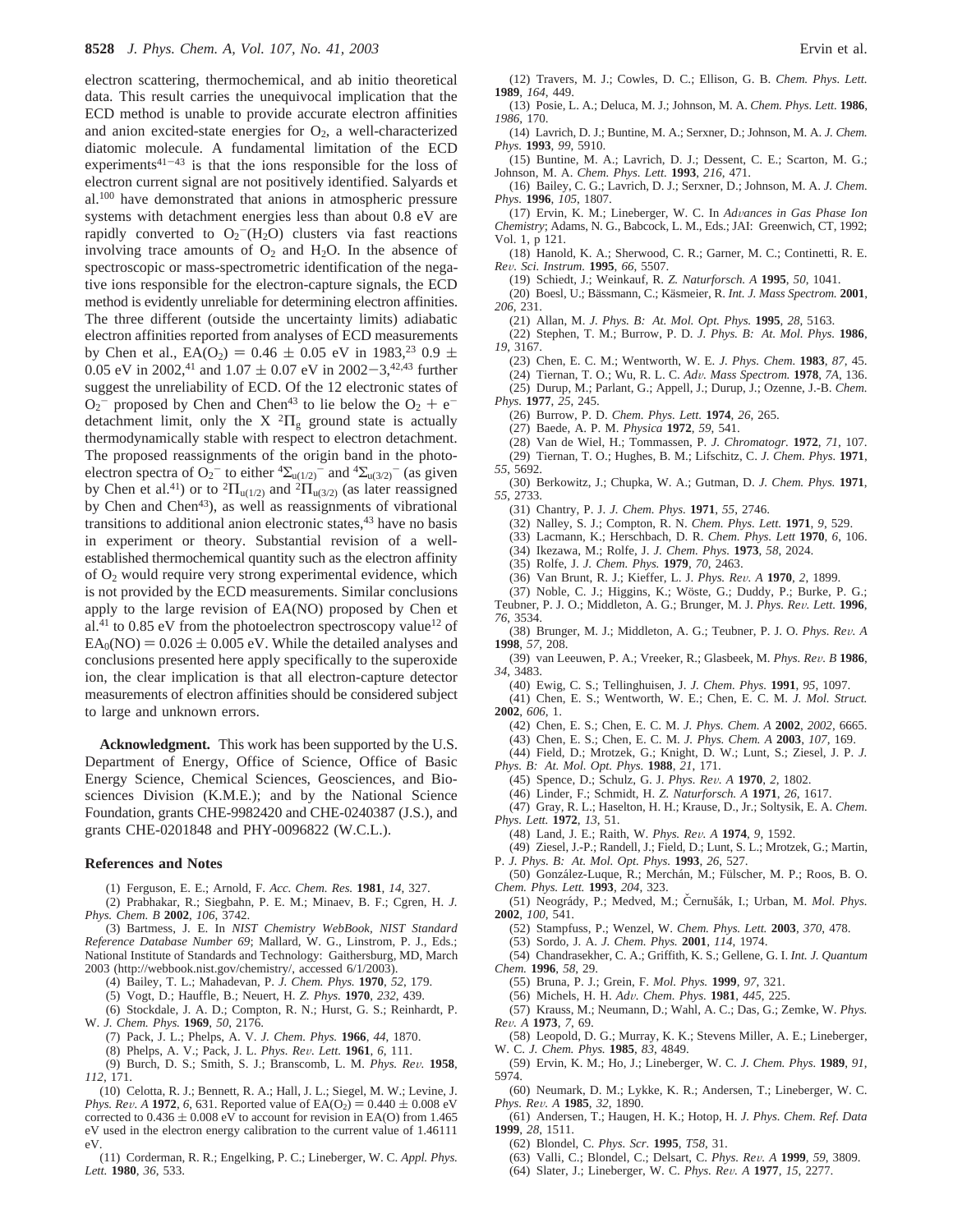electron scattering, thermochemical, and ab initio theoretical data. This result carries the unequivocal implication that the ECD method is unable to provide accurate electron affinities and anion excited-state energies for $O_2$, a well-characterized diatomic molecule. A fundamental limitation of the ECD experiments[41-43] is that the ions responsible for the loss of electron current signal are not positively identified. Salyards et al.[100] have demonstrated that anions in atmospheric pressure systems with detachment energies less than about 0.8 eV are rapidly converted to $O_2^-(H_2O)$ clusters via fast reactions involving trace amounts of $O_2$ and $H_2O$. In the absence of spectroscopic or mass-spectrometric identification of the negative ions responsible for the electron-capture signals, the ECD method is evidently unreliable for determining electron affinities. The three different (outside the uncertainty limits) adiabatic electron affinities reported from analyses of ECD measurements by Chen et al., $EA(O_2) = 0.46 \pm 0.05$ eV in 1983,[23] $0.9 \pm 0.05$ eV in 2002,[41] and $1.07 \pm 0.07$ eV in 2002–3,[42,43] further suggest the unreliability of ECD. Of the 12 electronic states of $O_2^-$ proposed by Chen and Chen[43] to lie below the $O_2 + e^-$ detachment limit, only the X $^2\Pi_g$ ground state is actually thermodynamically stable with respect to electron detachment. The proposed reassignments of the origin band in the photoelectron spectra of $O_2^-$ to either $^4\Sigma_{u(1/2)}^-$ and $^4\Sigma_{u(3/2)}^-$ (as given by Chen et al.[41]) or to $^2\Pi_{u(1/2)}$ and $^2\Pi_{u(3/2)}$ (as later reassigned by Chen and Chen[43]), as well as reassignments of vibrational transitions to additional anion electronic states,[43] have no basis in experiment or theory. Substantial revision of a well-established thermochemical quantity such as the electron affinity of $O_2$ would require very strong experimental evidence, which is not provided by the ECD measurements. Similar conclusions apply to the large revision of EA(NO) proposed by Chen et al.[41] to 0.85 eV from the photoelectron spectroscopy value[12] of $EA_0(NO) = 0.026 \pm 0.005$ eV. While the detailed analyses and conclusions presented here apply specifically to the superoxide ion, the clear implication is that all electron-capture detector measurements of electron affinities should be considered subject to large and unknown errors.

**Acknowledgment.** This work has been supported by the U.S. Department of Energy, Office of Science, Office of Basic Energy Science, Chemical Sciences, Geosciences, and Biosciences Division (K.M.E.); and by the National Science Foundation, grants CHE-9982420 and CHE-0240387 (J.S.), and grants CHE-0201848 and PHY-0096822 (W.C.L.).

## References and Notes

(1) Ferguson, E. E.; Arnold, F. *Acc. Chem. Res.* **1981**, *14*, 327.

(2) Prabhakar, R.; Siegbahn, P. E. M.; Minaev, B. F.; Ågren, H. *J. Phys. Chem. B* **2002**, *106*, 3742.

(3) Bartmess, J. E. In *NIST Chemistry WebBook, NIST Standard Reference Database Number 69*; Mallard, W. G., Linstrom, P. J., Eds.; National Institute of Standards and Technology: Gaithersburg, MD, March 2003 (http://webbook.nist.gov/chemistry/, accessed 6/1/2003).

(4) Bailey, T. L.; Mahadevan, P. *J. Chem. Phys.* **1970**, *52*, 179.

(5) Vogt, D.; Hauffe, B.; Neuert, H. *Z. Phys.* **1970**, *232*, 439.

(6) Stockdale, J. A. D.; Compton, R. N.; Hurst, G. S.; Reinhardt, P. W. *J. Chem. Phys.* **1969**, *50*, 2176.

(7) Pack, J. L.; Phelps, A. V. *J. Chem. Phys.* **1966**, *44*, 1870.

(8) Phelps, A. V.; Pack, J. L. *Phys. Rev. Lett.* **1961**, *6*, 111.

(9) Burch, D. S.; Smith, S. J.; Branscomb, L. M. *Phys. Rev.* **1958**, *112*, 171.

(10) Celotta, R. J.; Bennett, R. A.; Hall, J. L.; Siegel, M. W.; Levine, J. *Phys. Rev. A* **1972**, *6*, 631. Reported value of $EA(O_2) = 0.440 \pm 0.008$ eV corrected to $0.436 \pm 0.008$ eV to account for revision in EA(O) from 1.465 eV used in the electron energy calibration to the current value of 1.46111 eV.

(11) Corderman, R. R.; Engelking, P. C.; Lineberger, W. C. *Appl. Phys. Lett.* **1980**, *36*, 533.

(12) Travers, M. J.; Cowles, D. C.; Ellison, G. B. *Chem. Phys. Lett.* **1989**, *164*, 449.

(13) Posie, L. A.; Deluca, M. J.; Johnson, M. A. *Chem. Phys. Lett.* **1986**, *1986*, 170.

(14) Lavrich, D. J.; Buntine, M. A.; Serxner, D.; Johnson, M. A. *J. Chem. Phys.* **1993**, *99*, 5910.

(15) Buntine, M. A.; Lavrich, D. J.; Dessent, C. E.; Scarton, M. G.; Johnson, M. A. *Chem. Phys. Lett.* **1993**, *216*, 471.

(16) Bailey, C. G.; Lavrich, D. J.; Serxner, D.; Johnson, M. A. *J. Chem. Phys.* **1996**, *105*, 1807.

(17) Ervin, K. M.; Lineberger, W. C. In *Advances in Gas Phase Ion Chemistry*; Adams, N. G., Babcock, L. M., Eds.; JAI: Greenwich, CT, 1992; Vol. 1, p 121.

(18) Hanold, K. A.; Sherwood, C. R.; Garner, M. C.; Continetti, R. E. *Rev. Sci. Instrum.* **1995**, *66*, 5507.

(19) Schiedt, J.; Weinkauf, R. *Z. Naturforsch. A* **1995**, *50*, 1041.

(20) Boesl, U.; Bässmann, C.; Käsmeier, R. *Int. J. Mass Spectrom.* **2001**, *206*, 231.

(21) Allan, M. *J. Phys. B: At. Mol. Opt. Phys.* **1995**, *28*, 5163.

(22) Stephen, T. M.; Burrow, P. D. *J. Phys. B: At. Mol. Phys.* **1986**, *19*, 3167.

(23) Chen, E. C. M.; Wentworth, W. E. *J. Phys. Chem.* **1983**, *87*, 45.

(24) Tiernan, T. O.; Wu, R. L. C. *Adv. Mass Spectrom.* **1978**, *7A*, 136.

(25) Durup, M.; Parlant, G.; Appell, J.; Durup, J.; Ozenne, J.-B. *Chem. Phys.* **1977**, *25*, 245.

(26) Burrow, P. D. *Chem. Phys. Lett.* **1974**, *26*, 265.

(27) Baede, A. P. M. *Physica* **1972**, *59*, 541.

(28) Van de Wiel, H.; Tommassen, P. *J. Chromatogr.* **1972**, *71*, 107.

(29) Tiernan, T. O.; Hughes, B. M.; Lifschitz, C. *J. Chem. Phys.* **1971**, *55*, 5692.

(30) Berkowitz, J.; Chupka, W. A.; Gutman, D. *J. Chem. Phys.* **1971**, *55*, 2733.

(31) Chantry, P. J. *J. Chem. Phys.* **1971**, *55*, 2746.

(32) Nalley, S. J.; Compton, R. N. *Chem. Phys. Lett.* **1971**, *9*, 529.

(33) Lacmann, K.; Herschbach, D. R. *Chem. Phys. Lett* **1970**, *6*, 106.

(34) Ikezawa, M.; Rolfe, J. *J. Chem. Phys.* **1973**, *58*, 2024.

(35) Rolfe, J. *J. Chem. Phys.* **1979**, *70*, 2463.

(36) Van Brunt, R. J.; Kieffer, L. J. *Phys. Rev. A* **1970**, *2*, 1899.

(37) Noble, C. J.; Higgins, K.; Wöste, G.; Duddy, P.; Burke, P. G.; Teubner, P. J. O.; Middleton, A. G.; Brunger, M. J. *Phys. Rev. Lett.* **1996**, *76*, 3534.

(38) Brunger, M. J.; Middleton, A. G.; Teubner, P. J. O. *Phys. Rev. A* **1998**, *57*, 208.

(39) van Leeuwen, P. A.; Vreeker, R.; Glasbeek, M. *Phys. Rev. B* **1986**, *34*, 3483.

(40) Ewig, C. S.; Tellinghuisen, J. *J. Chem. Phys.* **1991**, *95*, 1097.

(41) Chen, E. S.; Wentworth, W. E.; Chen, E. C. M. *J. Mol. Struct.* **2002**, *606*, 1.

(42) Chen, E. S.; Chen, E. C. M. *J. Phys. Chem. A* **2002**, *2002*, 6665.

(43) Chen, E. S.; Chen, E. C. M. *J. Phys. Chem. A* **2003**, *107*, 169.

(44) Field, D.; Mrotzek, G.; Knight, D. W.; Lunt, S.; Ziesel, J. P. *J. Phys. B: At. Mol. Opt. Phys.* **1988**, *21*, 171.

(45) Spence, D.; Schulz, G. J. *Phys. Rev. A* **1970**, *2*, 1802.

(46) Linder, F.; Schmidt, H. *Z. Naturforsch. A* **1971**, *26*, 1617.

(47) Gray, R. L.; Haselton, H. H.; Krause, D., Jr.; Soltysik, E. A. *Chem. Phys. Lett.* **1972**, *13*, 51.

(48) Land, J. E.; Raith, W. *Phys. Rev. A* **1974**, *9*, 1592.

(49) Ziesel, J.-P.; Randell, J.; Field, D.; Lunt, S. L.; Mrotzek, G.; Martin, P. *J. Phys. B: At. Mol. Opt. Phys.* **1993**, *26*, 527.

(50) González-Luque, R.; Merchán, M.; Fülscher, M. P.; Roos, B. O. *Chem. Phys. Lett.* **1993**, *204*, 323.

(51) Neogrády, P.; Medved, M.; Černušák, I.; Urban, M. *Mol. Phys.* **2002**, *100*, 541.

(52) Stampfuss, P.; Wenzel, W. *Chem. Phys. Lett.* **2003**, *370*, 478.

(53) Sordo, J. A. *J. Chem. Phys.* **2001**, *114*, 1974.

(54) Chandrasekher, C. A.; Griffith, K. S.; Gellene, G. I. *Int. J. Quantum Chem.* **1996**, *58*, 29.

(55) Bruna, P. J.; Grein, F. *Mol. Phys.* **1999**, *97*, 321.

(56) Michels, H. H. *Adv. Chem. Phys.* **1981**, *445*, 225.

(57) Krauss, M.; Neumann, D.; Wahl, A. C.; Das, G.; Zemke, W. *Phys. Rev. A* **1973**, *7*, 69.

(58) Leopold, D. G.; Murray, K. K.; Stevens Miller, A. E.; Lineberger, W. C. *J. Chem. Phys.* **1985**, *83*, 4849.

(59) Ervin, K. M.; Ho, J.; Lineberger, W. C. *J. Chem. Phys.* **1989**, *91*, 5974.

(60) Neumark, D. M.; Lykke, K. R.; Andersen, T.; Lineberger, W. C. *Phys. Rev. A* **1985**, *32*, 1890.

(61) Andersen, T.; Haugen, H. K.; Hotop, H. *J. Phys. Chem. Ref. Data* **1999**, *28*, 1511.

(62) Blondel, C. *Phys. Scr.* **1995**, *T58*, 31.

(63) Valli, C.; Blondel, C.; Delsart, C. *Phys. Rev. A* **1999**, *59*, 3809.

(64) Slater, J.; Lineberger, W. C. *Phys. Rev. A* **1977**, *15*, 2277.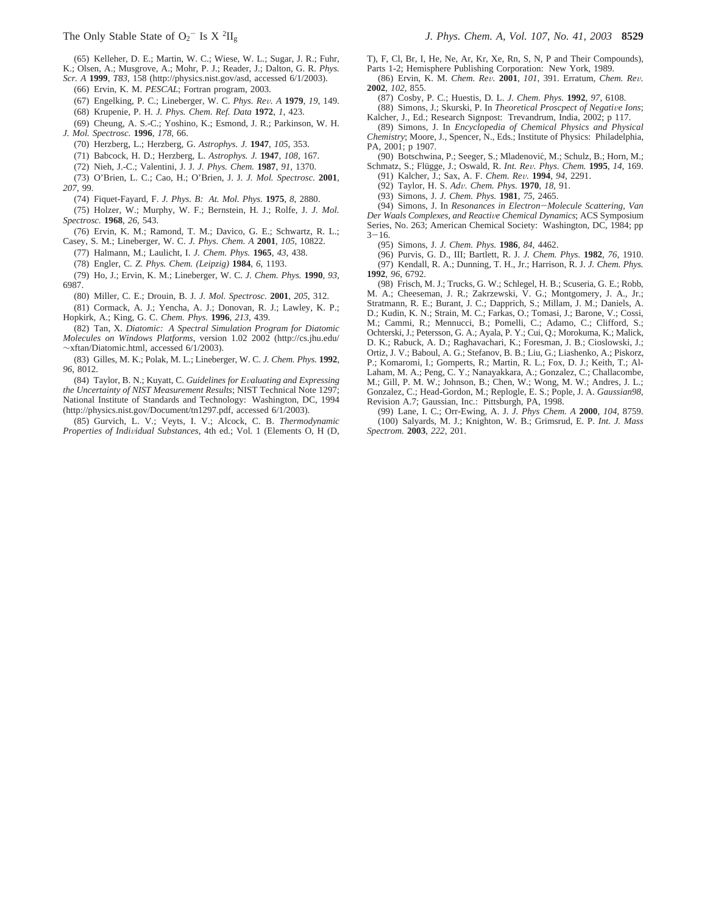(65) Kelleher, D. E.; Martin, W. C.; Wiese, W. L.; Sugar, J. R.; Fuhr, K.; Olsen, A.; Musgrove, A.; Mohr, P. J.; Reader, J.; Dalton, G. R. *Phys. Scr. A* **1999**, *T83*, 158 (http://physics.nist.gov/asd, accessed 6/1/2003).

(66) Ervin, K. M. *PESCAL*; Fortran program, 2003.

(67) Engelking, P. C.; Lineberger, W. C. *Phys. Rev. A* **1979**, *19*, 149.

(68) Krupenie, P. H. *J. Phys. Chem. Ref. Data* **1972**, *1*, 423.

(69) Cheung, A. S.-C.; Yoshino, K.; Esmond, J. R.; Parkinson, W. H. *J. Mol. Spectrosc.* **1996**, *178*, 66.

(70) Herzberg, L.; Herzberg, G. *Astrophys. J.* **1947**, *105*, 353.

(71) Babcock, H. D.; Herzberg, L. *Astrophys. J.* **1947**, *108*, 167.

(72) Nieh, J.-C.; Valentini, J. J. *J. Phys. Chem.* **1987**, *91*, 1370.

(73) O'Brien, L. C.; Cao, H.; O'Brien, J. J. *J. Mol. Spectrosc.* **2001**, *207*, 99.

(74) Fiquet-Fayard, F. *J. Phys. B: At. Mol. Phys.* **1975**, *8*, 2880.

(75) Holzer, W.; Murphy, W. F.; Bernstein, H. J.; Rolfe, J. *J. Mol. Spectrosc.* **1968**, *26*, 543.

(76) Ervin, K. M.; Ramond, T. M.; Davico, G. E.; Schwartz, R. L.; Casey, S. M.; Lineberger, W. C. *J. Phys. Chem. A* **2001**, *105*, 10822.

(77) Halmann, M.; Laulicht, I. *J. Chem. Phys.* **1965**, *43*, 438.

(78) Engler, C. *Z. Phys. Chem. (Leipzig)* **1984**, *6*, 1193.

(79) Ho, J.; Ervin, K. M.; Lineberger, W. C. *J. Chem. Phys.* **1990**, *93*, 6987.

(80) Miller, C. E.; Drouin, B. J. *J. Mol. Spectrosc.* **2001**, *205*, 312.

(81) Cormack, A. J.; Yencha, A. J.; Donovan, R. J.; Lawley, K. P.; Hopkirk, A.; King, G. C. *Chem. Phys.* **1996**, *213*, 439.

(82) Tan, X. *Diatomic: A Spectral Simulation Program for Diatomic Molecules on Windows Platforms*, version 1.02 2002 (http://cs.jhu.edu/~xftan/Diatomic.html, accessed 6/1/2003).

(83) Gilles, M. K.; Polak, M. L.; Lineberger, W. C. *J. Chem. Phys.* **1992**, *96*, 8012.

(84) Taylor, B. N.; Kuyatt, C. *Guidelines for Evaluating and Expressing the Uncertainty of NIST Measurement Results*; NIST Technical Note 1297; National Institute of Standards and Technology: Washington, DC, 1994 (http://physics.nist.gov/Document/tn1297.pdf, accessed 6/1/2003).

(85) Gurvich, L. V.; Veyts, I. V.; Alcock, C. B. *Thermodynamic Properties of Individual Substances*, 4th ed.; Vol. 1 (Elements O, H (D, T), F, Cl, Br, I, He, Ne, Ar, Kr, Xe, Rn, S, N, P and Their Compounds), Parts 1-2; Hemisphere Publishing Corporation: New York, 1989.

(86) Ervin, K. M. *Chem. Rev.* **2001**, *101*, 391. Erratum, *Chem. Rev.* **2002**, *102*, 855.

(87) Cosby, P. C.; Huestis, D. L. *J. Chem. Phys.* **1992**, *97*, 6108.

(88) Simons, J.; Skurski, P. In *Theoretical Proscpect of Negative Ions*; Kalcher, J., Ed.; Research Signpost: Trevandrum, India, 2002; p 117.

(89) Simons, J. In *Encyclopedia of Chemical Physics and Physical Chemistry*; Moore, J., Spencer, N., Eds.; Institute of Physics: Philadelphia, PA, 2001; p 1907.

(90) Botschwina, P.; Seeger, S.; Mladenović, M.; Schulz, B.; Horn, M.; Schmatz, S.; Flügge, J.; Oswald, R. *Int. Rev. Phys. Chem.* **1995**, *14*, 169.

(91) Kalcher, J.; Sax, A. F. *Chem. Rev.* **1994**, *94*, 2291.

(92) Taylor, H. S. *Adv. Chem. Phys.* **1970**, *18*, 91.

(93) Simons, J. *J. Chem. Phys.* **1981**, *75*, 2465.

(94) Simons, J. In *Resonances in Electron-Molecule Scattering, Van Der Waals Complexes, and Reactive Chemical Dynamics*; ACS Symposium Series, No. 263; American Chemical Society: Washington, DC, 1984; pp 3-16.

(95) Simons, J. *J. Chem. Phys.* **1986**, *84*, 4462.

(96) Purvis, G. D., III; Bartlett, R. J. *J. Chem. Phys.* **1982**, *76*, 1910.

(97) Kendall, R. A.; Dunning, T. H., Jr.; Harrison, R. J. *J. Chem. Phys.* **1992**, *96*, 6792.

(98) Frisch, M. J.; Trucks, G. W.; Schlegel, H. B.; Scuseria, G. E.; Robb, M. A.; Cheeseman, J. R.; Zakrzewski, V. G.; Montgomery, J. A., Jr.; Stratmann, R. E.; Burant, J. C.; Dapprich, S.; Millam, J. M.; Daniels, A. D.; Kudin, K. N.; Strain, M. C.; Farkas, O.; Tomasi, J.; Barone, V.; Cossi, M.; Cammi, R.; Mennucci, B.; Pomelli, C.; Adamo, C.; Clifford, S.; Ochterski, J.; Petersson, G. A.; Ayala, P. Y.; Cui, Q.; Morokuma, K.; Malick, D. K.; Rabuck, A. D.; Raghavachari, K.; Foresman, J. B.; Cioslowski, J.; Ortiz, J. V.; Baboul, A. G.; Stefanov, B. B.; Liu, G.; Liashenko, A.; Piskorz, P.; Komaromi, I.; Gomperts, R.; Martin, R. L.; Fox, D. J.; Keith, T.; Al-Laham, M. A.; Peng, C. Y.; Nanayakkara, A.; Gonzalez, C.; Challacombe, M.; Gill, P. M. W.; Johnson, B.; Chen, W.; Wong, M. W.; Andres, J. L.; Gonzalez, C.; Head-Gordon, M.; Replogle, E. S.; Pople, J. A. *Gaussian98*, Revision A.7; Gaussian, Inc.: Pittsburgh, PA, 1998.

(99) Lane, I. C.; Orr-Ewing, A. J. *J. Phys Chem. A* **2000**, *104*, 8759.

(100) Salyards, M. J.; Knighton, W. B.; Grimsrud, E. P. *Int. J. Mass Spectrom.* **2003**, *222*, 201.